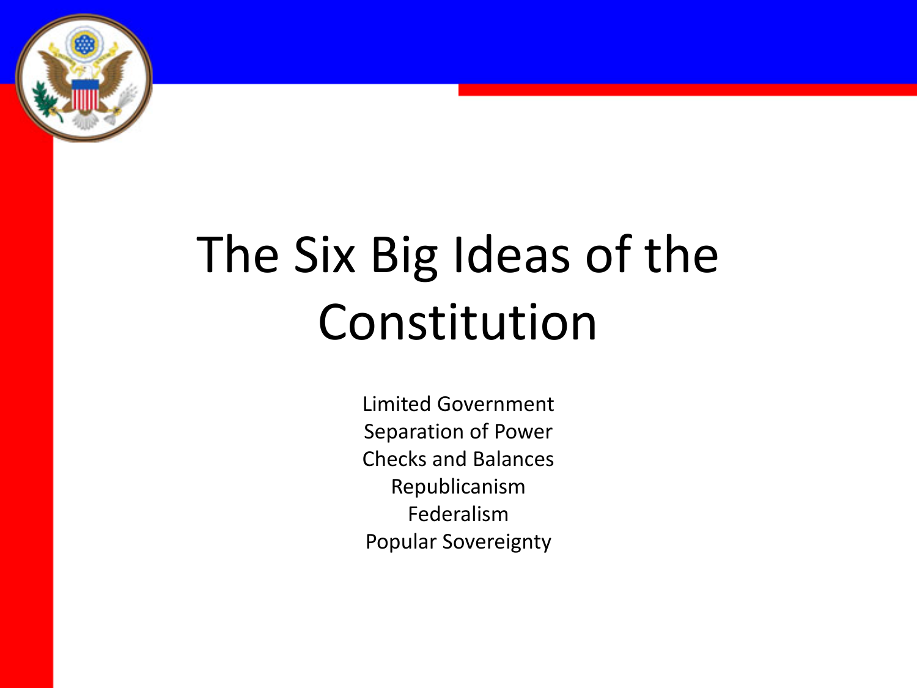# The Six Big Ideas of the Constitution

Limited Government
Separation of Power
Checks and Balances
Republicanism
Federalism
Popular Sovereignty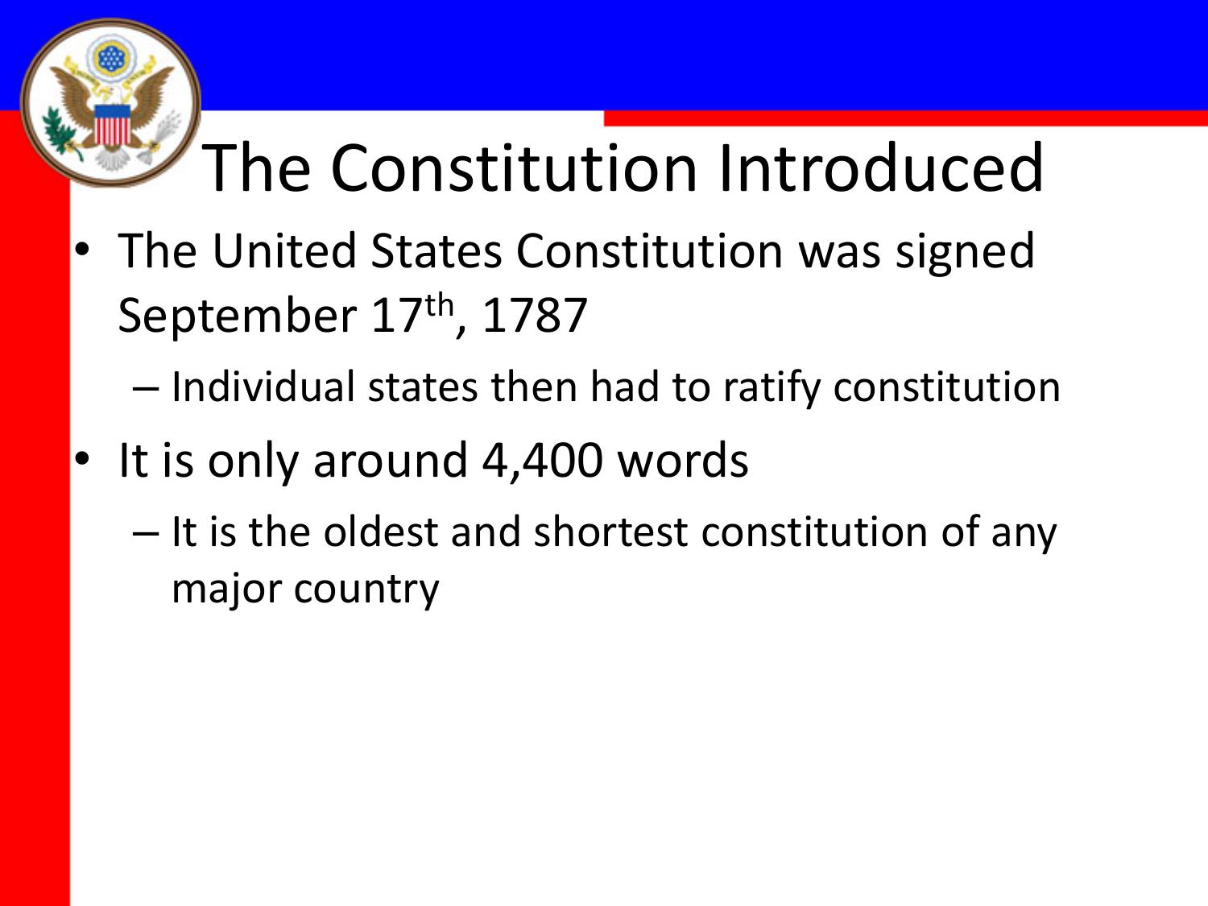# The Constitution Introduced

- The United States Constitution was signed September 17th, 1787
  - Individual states then had to ratify constitution
- It is only around 4,400 words
  - It is the oldest and shortest constitution of any major country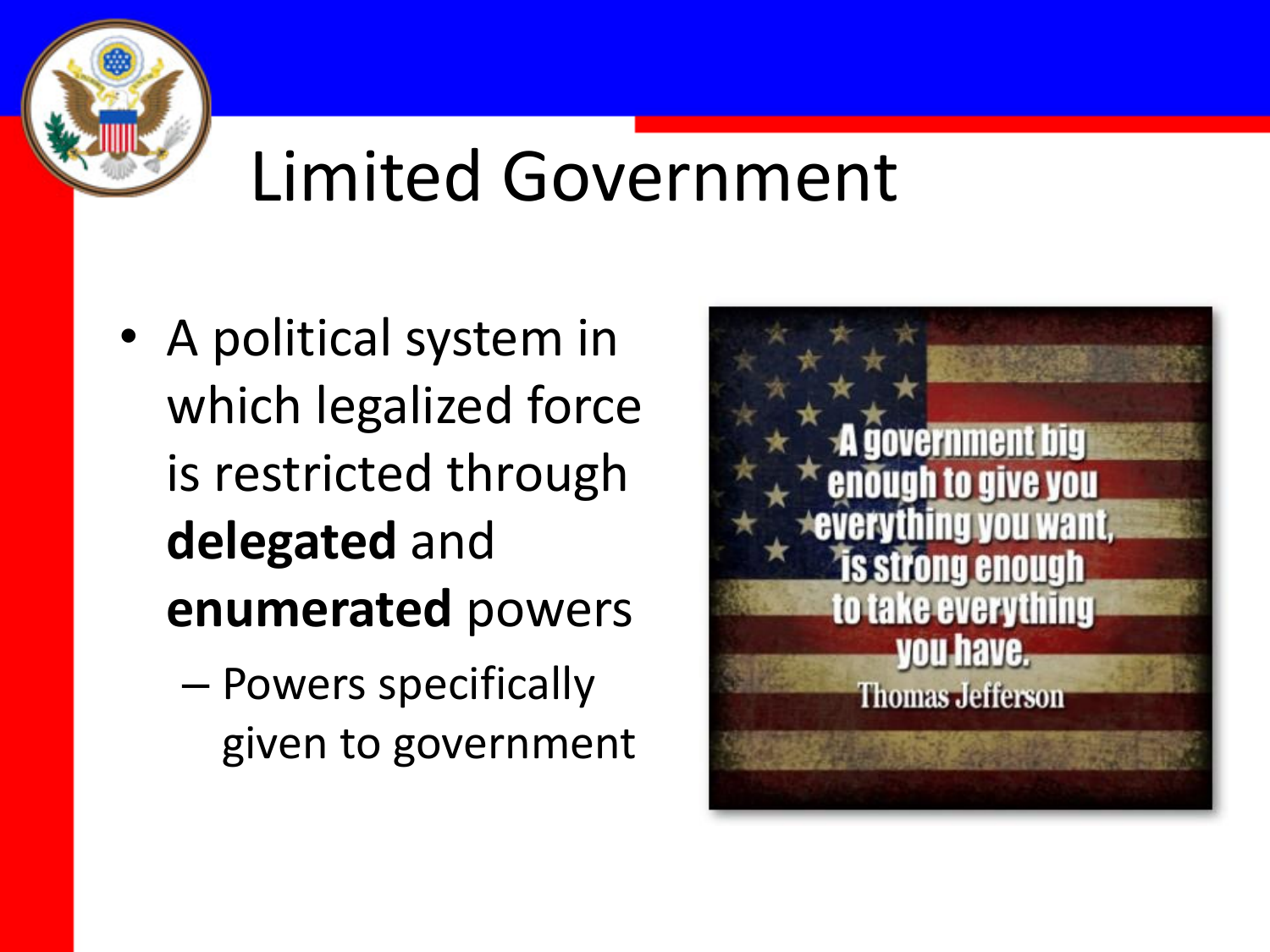# Limited Government

- A political system in which legalized force is restricted through **delegated** and **enumerated** powers
  - Powers specifically given to government

> A government big enough to give you everything you want, is strong enough to take everything you have.
>
> Thomas Jefferson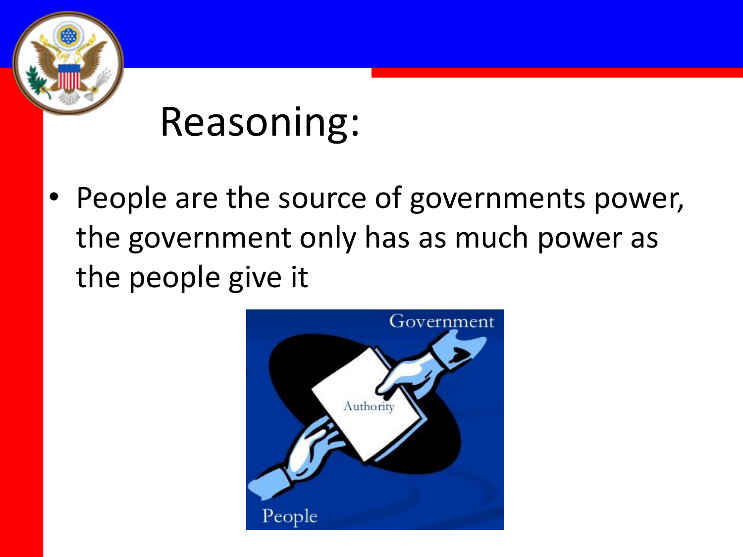# Reasoning:

- People are the source of governments power, the government only has as much power as the people give it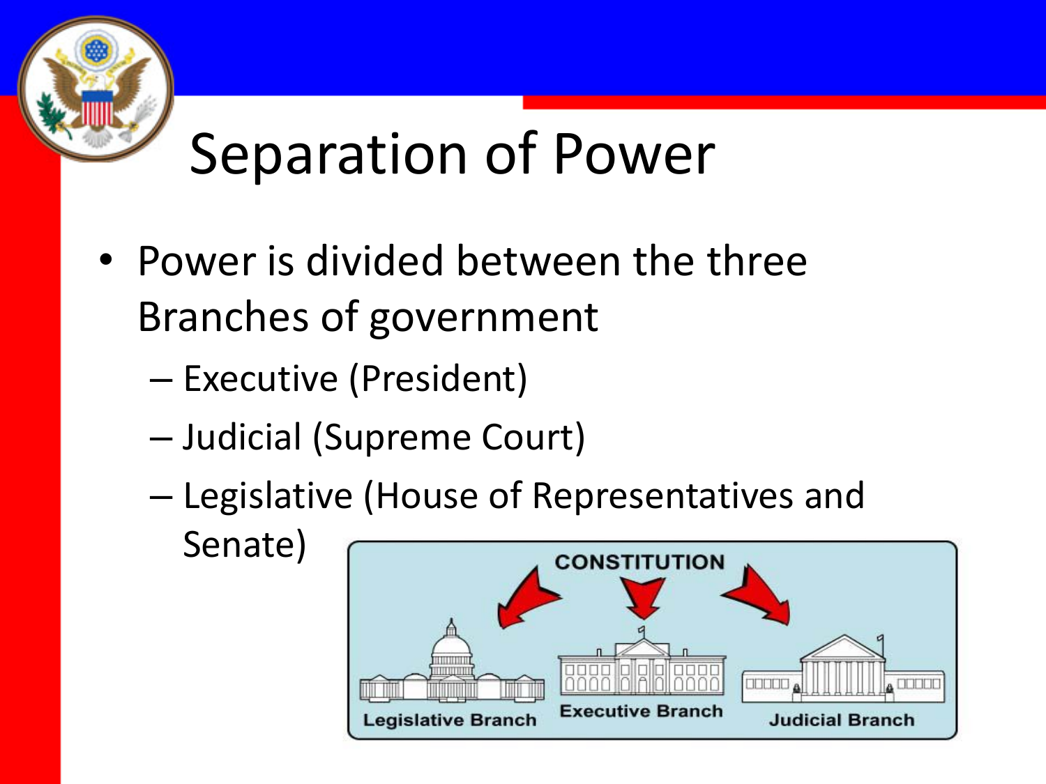# Separation of Power

- Power is divided between the three Branches of government
  - Executive (President)
  - Judicial (Supreme Court)
  - Legislative (House of Representatives and Senate)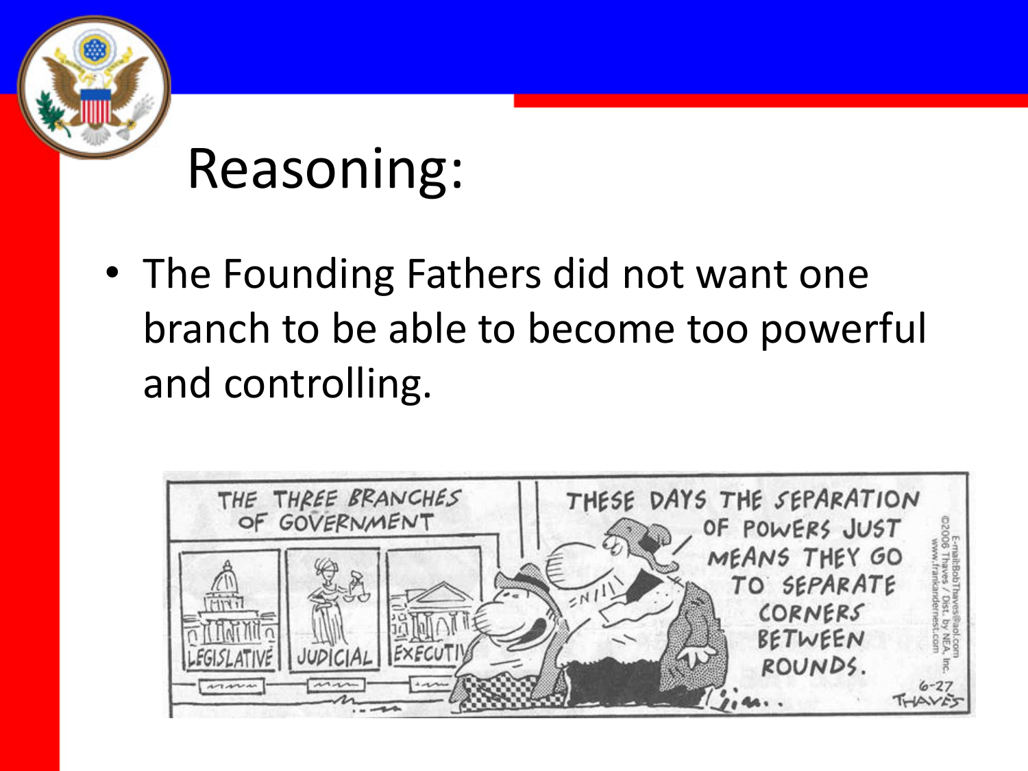# Reasoning:

- The Founding Fathers did not want one branch to be able to become too powerful and controlling.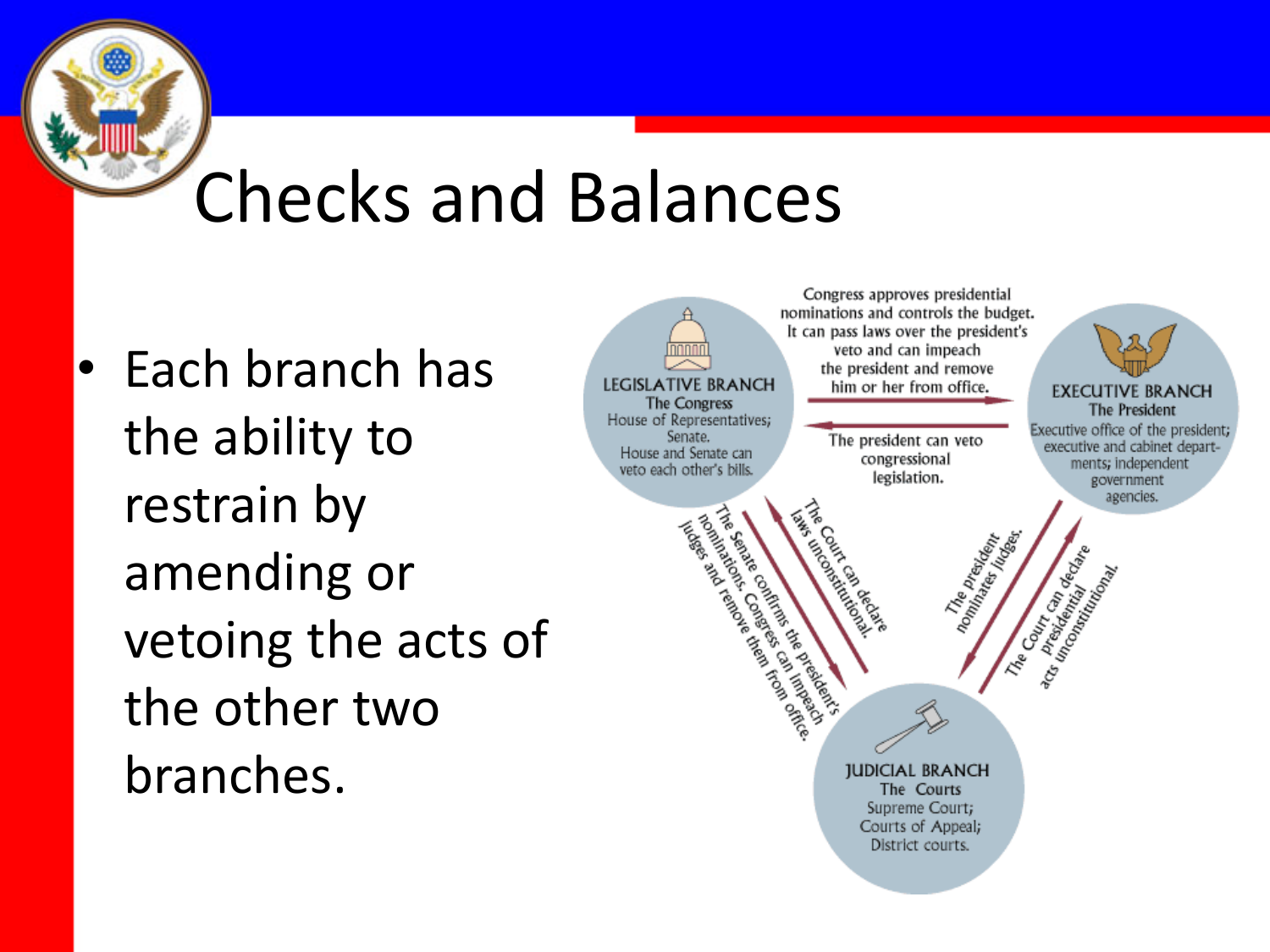# Checks and Balances

- Each branch has the ability to restrain by amending or vetoing the acts of the other two branches.

LEGISLATIVE BRANCH
The Congress
House of Representatives; Senate.
House and Senate can veto each other's bills.

EXECUTIVE BRANCH
The President
Executive office of the president; executive and cabinet departments; independent government agencies.

JUDICIAL BRANCH
The Courts
Supreme Court; Courts of Appeal; District courts.

Congress approves presidential nominations and controls the budget. It can pass laws over the president's veto and can impeach the president and remove him or her from office.

The president can veto congressional legislation.

The Senate confirms the president's nominations. Congress can impeach judges and remove them from office.

The Court can declare laws unconstitutional.

The president nominates judges.

The Court can declare presidential acts unconstitutional.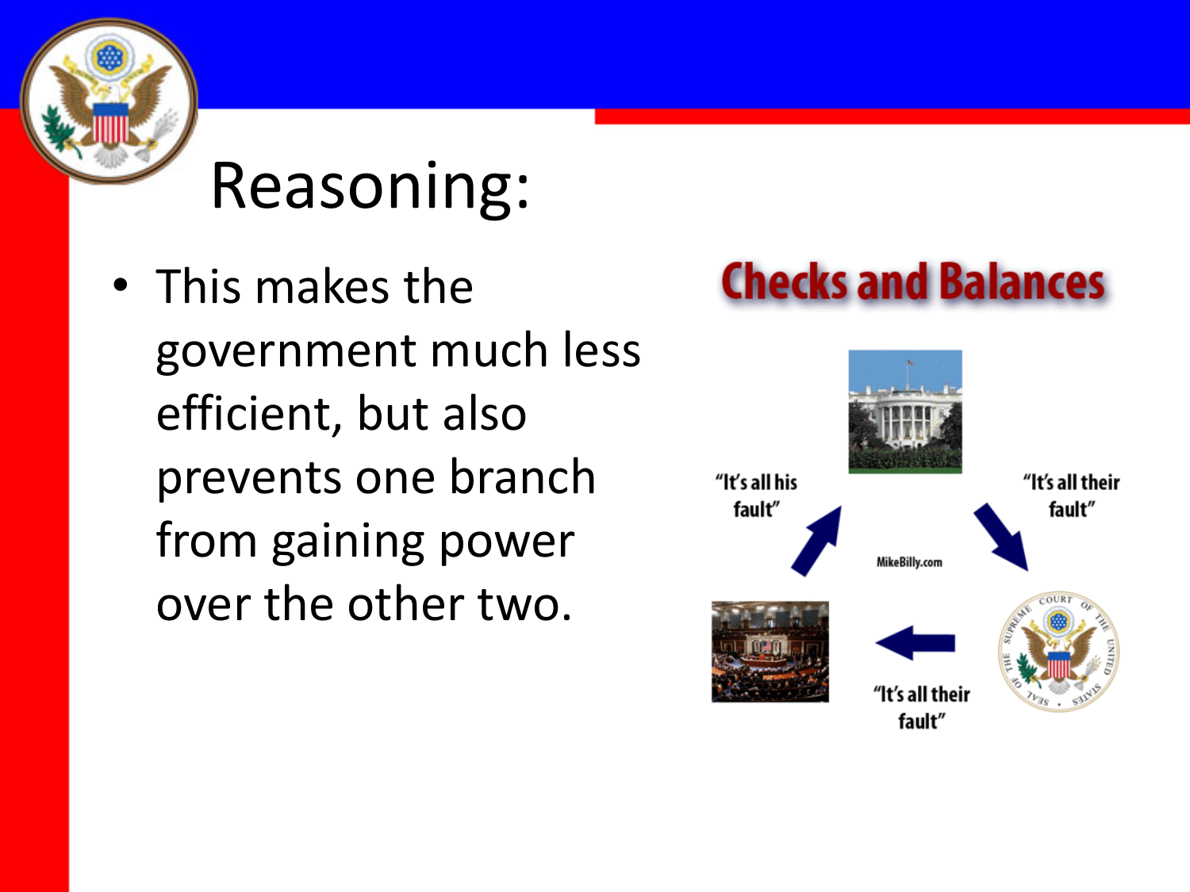# Reasoning:

- This makes the government much less efficient, but also prevents one branch from gaining power over the other two.

**Checks and Balances**

"It's all his fault"

"It's all their fault"

MikeBilly.com

"It's all their fault"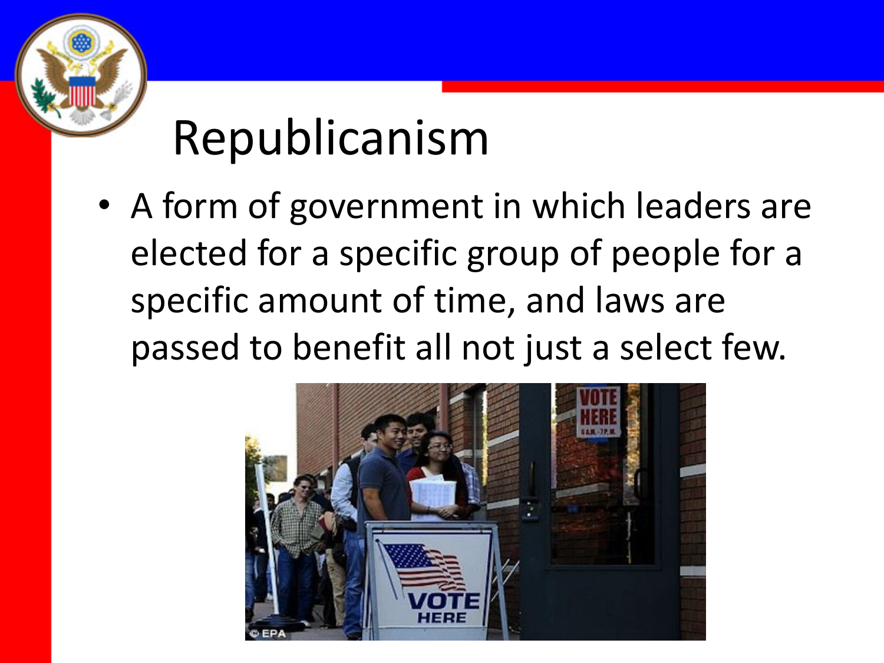# Republicanism

- A form of government in which leaders are elected for a specific group of people for a specific amount of time, and laws are passed to benefit all not just a select few.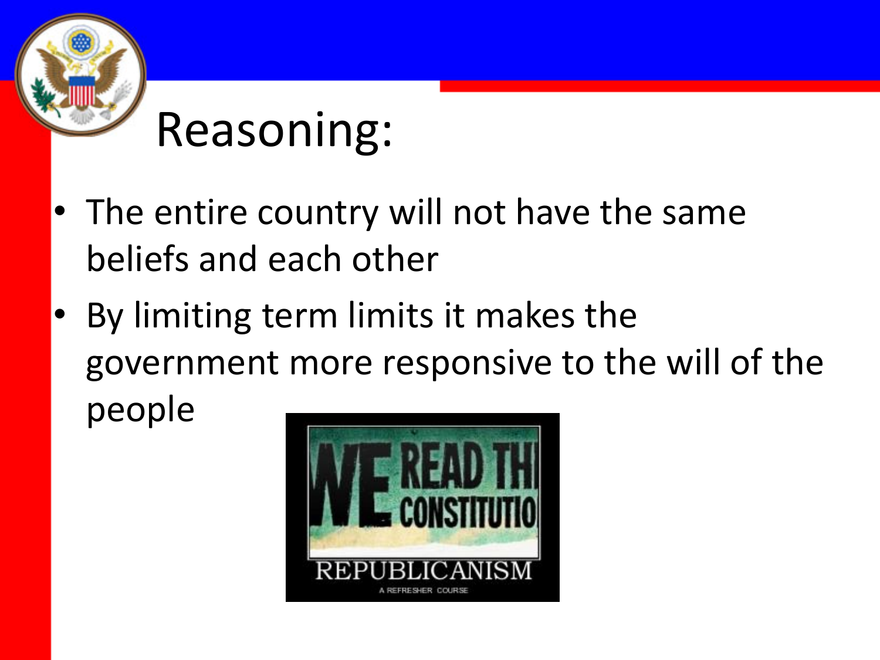# Reasoning:

- The entire country will not have the same beliefs and each other
- By limiting term limits it makes the government more responsive to the will of the people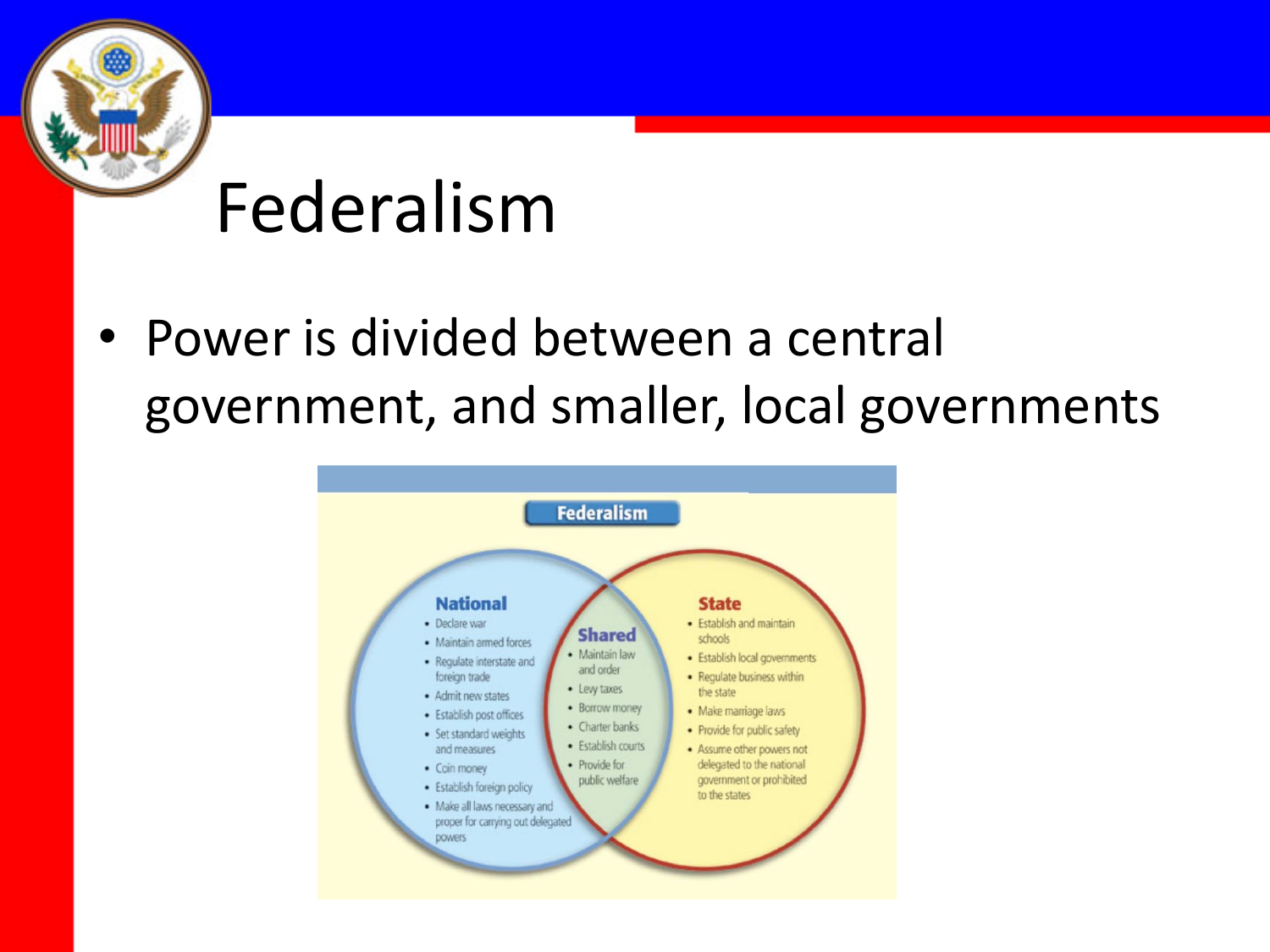# Federalism

- Power is divided between a central government, and smaller, local governments

**Federalism**

**National**
- Declare war
- Maintain armed forces
- Regulate interstate and foreign trade
- Admit new states
- Establish post offices
- Set standard weights and measures
- Coin money
- Establish foreign policy
- Make all laws necessary and proper for carrying out delegated powers

**Shared**
- Maintain law and order
- Levy taxes
- Borrow money
- Charter banks
- Establish courts
- Provide for public welfare

**State**
- Establish and maintain schools
- Establish local governments
- Regulate business within the state
- Make marriage laws
- Provide for public safety
- Assume other powers not delegated to the national government or prohibited to the states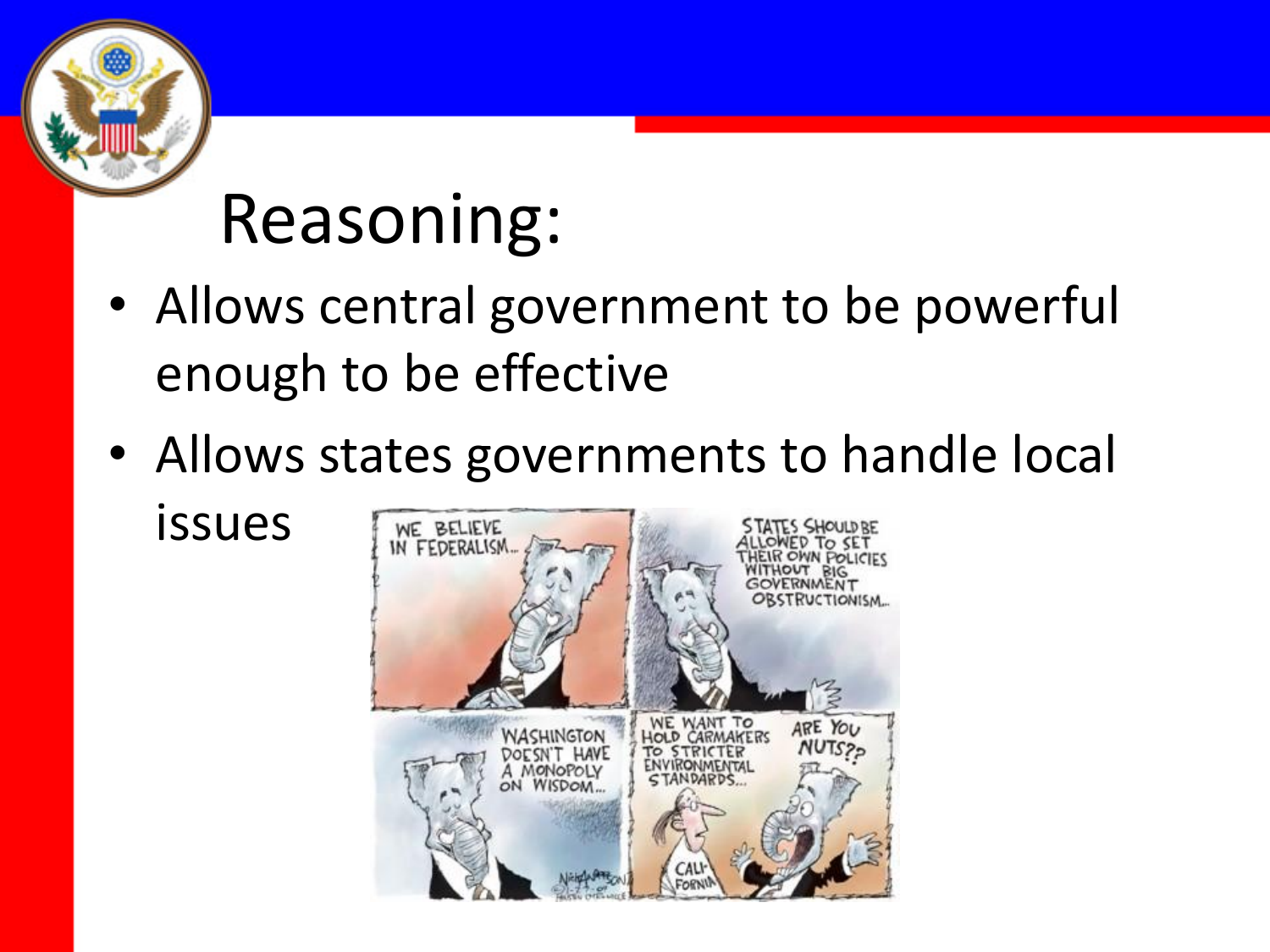# Reasoning:

- Allows central government to be powerful enough to be effective
- Allows states governments to handle local issues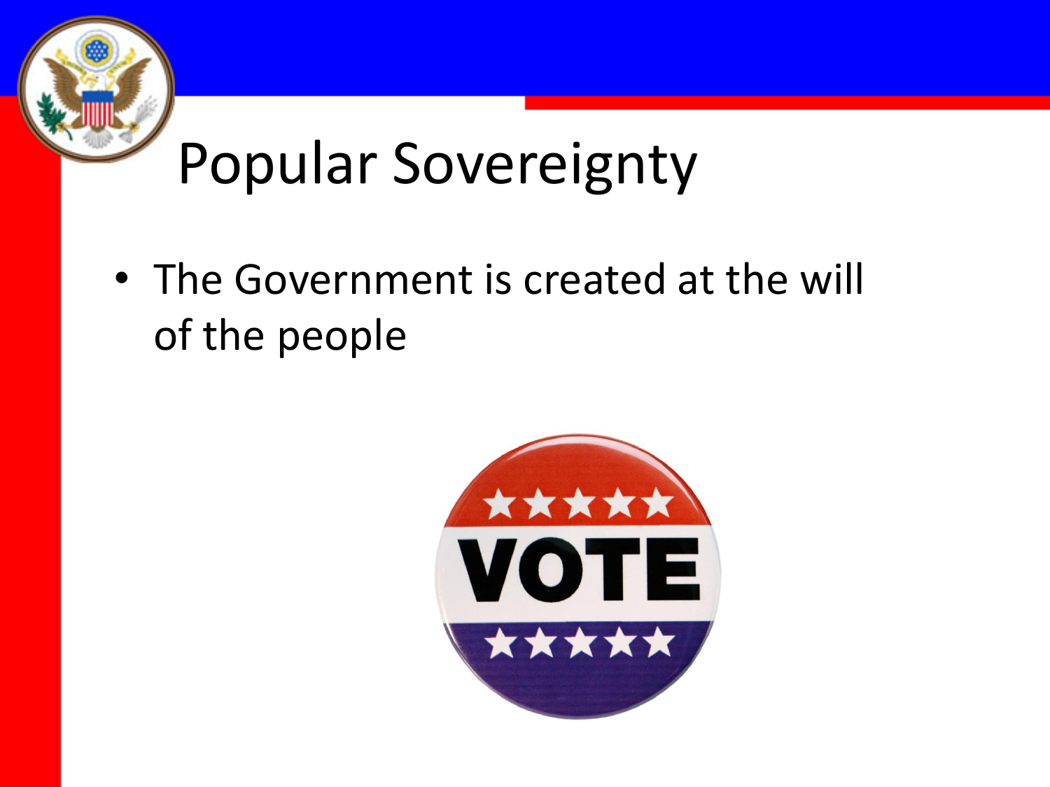# Popular Sovereignty

- The Government is created at the will of the people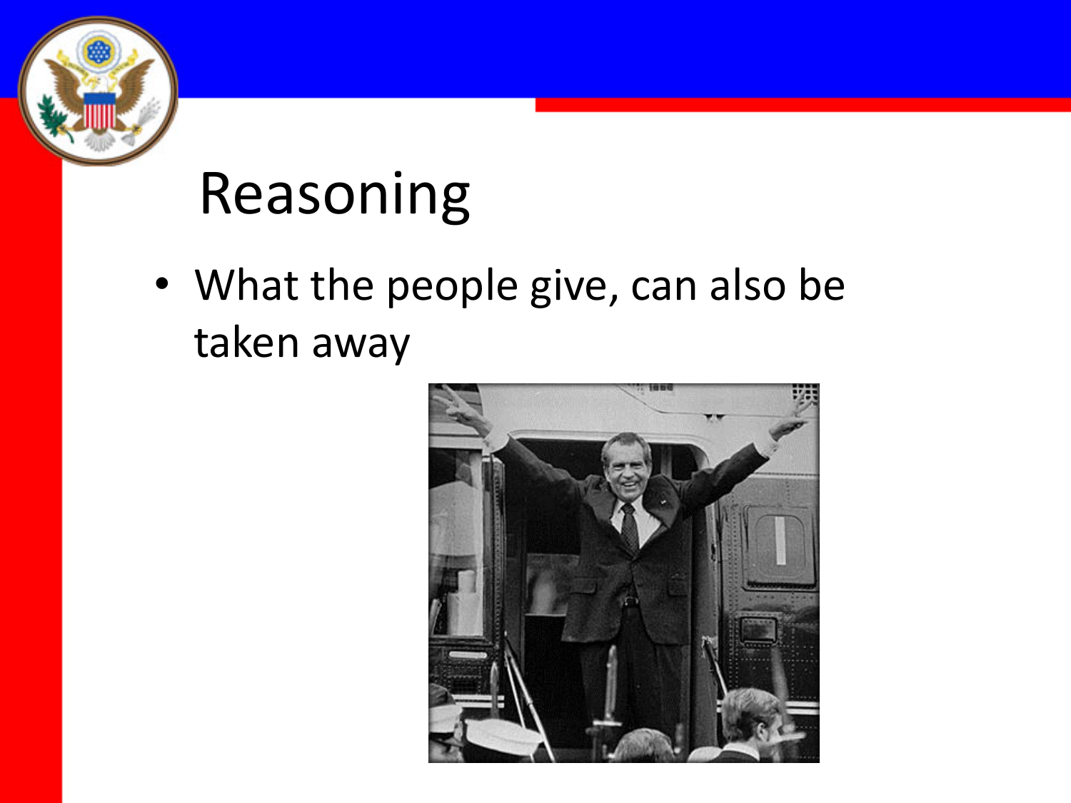# Reasoning

- What the people give, can also be taken away